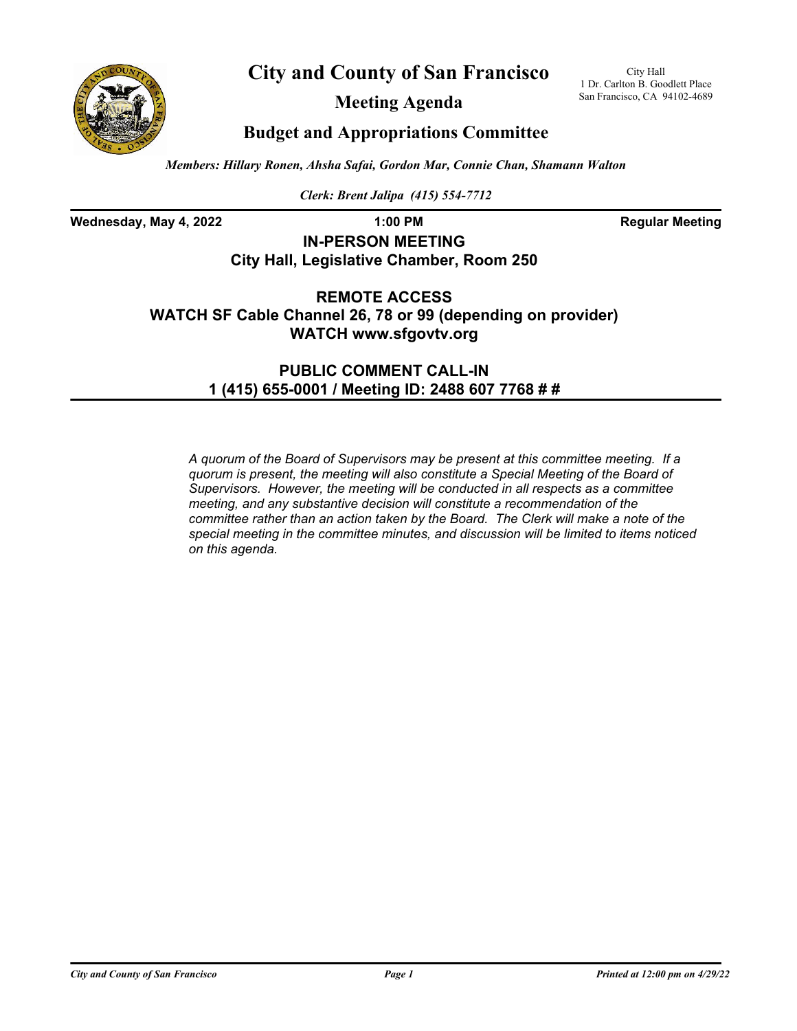# City and County of San Francisco

City Hall
1 Dr. Carlton B. Goodlett Place
San Francisco, CA 94102-4689

## Meeting Agenda

## Budget and Appropriations Committee

*Members: Hillary Ronen, Ahsha Safai, Gordon Mar, Connie Chan, Shamann Walton*

*Clerk: Brent Jalipa (415) 554-7712*

**Wednesday, May 4, 2022** **1:00 PM** **Regular Meeting**

**IN-PERSON MEETING**
**City Hall, Legislative Chamber, Room 250**

**REMOTE ACCESS**
**WATCH SF Cable Channel 26, 78 or 99 (depending on provider)**
**WATCH www.sfgovtv.org**

**PUBLIC COMMENT CALL-IN**
**1 (415) 655-0001 / Meeting ID: 2488 607 7768 # #**

*A quorum of the Board of Supervisors may be present at this committee meeting. If a quorum is present, the meeting will also constitute a Special Meeting of the Board of Supervisors. However, the meeting will be conducted in all respects as a committee meeting, and any substantive decision will constitute a recommendation of the committee rather than an action taken by the Board. The Clerk will make a note of the special meeting in the committee minutes, and discussion will be limited to items noticed on this agenda.*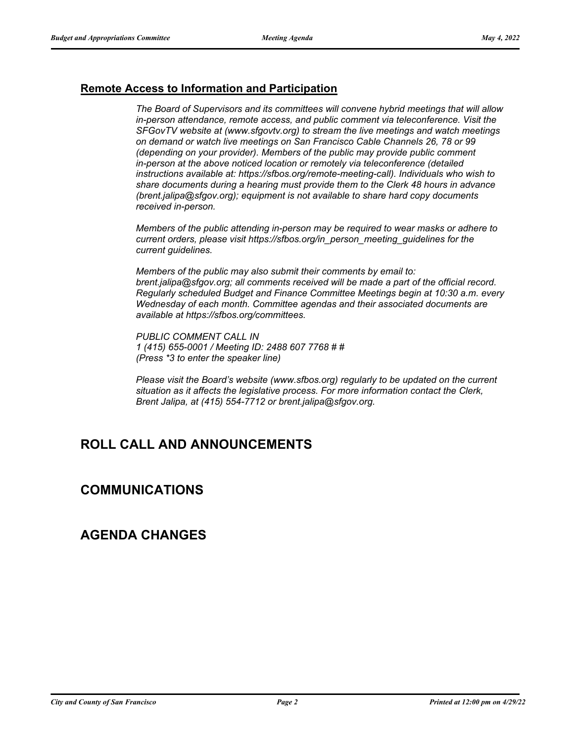## Remote Access to Information and Participation

*The Board of Supervisors and its committees will convene hybrid meetings that will allow in-person attendance, remote access, and public comment via teleconference. Visit the SFGovTV website at (www.sfgovtv.org) to stream the live meetings and watch meetings on demand or watch live meetings on San Francisco Cable Channels 26, 78 or 99 (depending on your provider). Members of the public may provide public comment in-person at the above noticed location or remotely via teleconference (detailed instructions available at: https://sfbos.org/remote-meeting-call). Individuals who wish to share documents during a hearing must provide them to the Clerk 48 hours in advance (brent.jalipa@sfgov.org); equipment is not available to share hard copy documents received in-person.*

*Members of the public attending in-person may be required to wear masks or adhere to current orders, please visit https://sfbos.org/in_person_meeting_guidelines for the current guidelines.*

*Members of the public may also submit their comments by email to: brent.jalipa@sfgov.org; all comments received will be made a part of the official record. Regularly scheduled Budget and Finance Committee Meetings begin at 10:30 a.m. every Wednesday of each month. Committee agendas and their associated documents are available at https://sfbos.org/committees.*

*PUBLIC COMMENT CALL IN*
*1 (415) 655-0001 / Meeting ID: 2488 607 7768 # #*
*(Press *3 to enter the speaker line)*

*Please visit the Board's website (www.sfbos.org) regularly to be updated on the current situation as it affects the legislative process. For more information contact the Clerk, Brent Jalipa, at (415) 554-7712 or brent.jalipa@sfgov.org.*

# ROLL CALL AND ANNOUNCEMENTS

# COMMUNICATIONS

# AGENDA CHANGES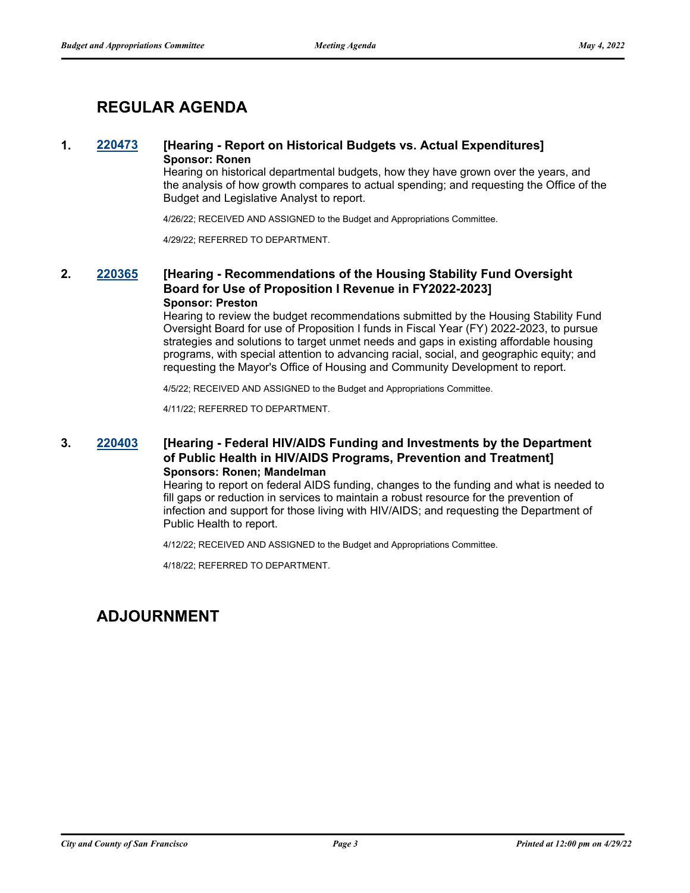## REGULAR AGENDA

**1. 220473 [Hearing - Report on Historical Budgets vs. Actual Expenditures]**
**Sponsor: Ronen**

Hearing on historical departmental budgets, how they have grown over the years, and the analysis of how growth compares to actual spending; and requesting the Office of the Budget and Legislative Analyst to report.

4/26/22; RECEIVED AND ASSIGNED to the Budget and Appropriations Committee.

4/29/22; REFERRED TO DEPARTMENT.

**2. 220365 [Hearing - Recommendations of the Housing Stability Fund Oversight Board for Use of Proposition I Revenue in FY2022-2023]**
**Sponsor: Preston**

Hearing to review the budget recommendations submitted by the Housing Stability Fund Oversight Board for use of Proposition I funds in Fiscal Year (FY) 2022-2023, to pursue strategies and solutions to target unmet needs and gaps in existing affordable housing programs, with special attention to advancing racial, social, and geographic equity; and requesting the Mayor's Office of Housing and Community Development to report.

4/5/22; RECEIVED AND ASSIGNED to the Budget and Appropriations Committee.

4/11/22; REFERRED TO DEPARTMENT.

**3. 220403 [Hearing - Federal HIV/AIDS Funding and Investments by the Department of Public Health in HIV/AIDS Programs, Prevention and Treatment]**
**Sponsors: Ronen; Mandelman**

Hearing to report on federal AIDS funding, changes to the funding and what is needed to fill gaps or reduction in services to maintain a robust resource for the prevention of infection and support for those living with HIV/AIDS; and requesting the Department of Public Health to report.

4/12/22; RECEIVED AND ASSIGNED to the Budget and Appropriations Committee.

4/18/22; REFERRED TO DEPARTMENT.

## ADJOURNMENT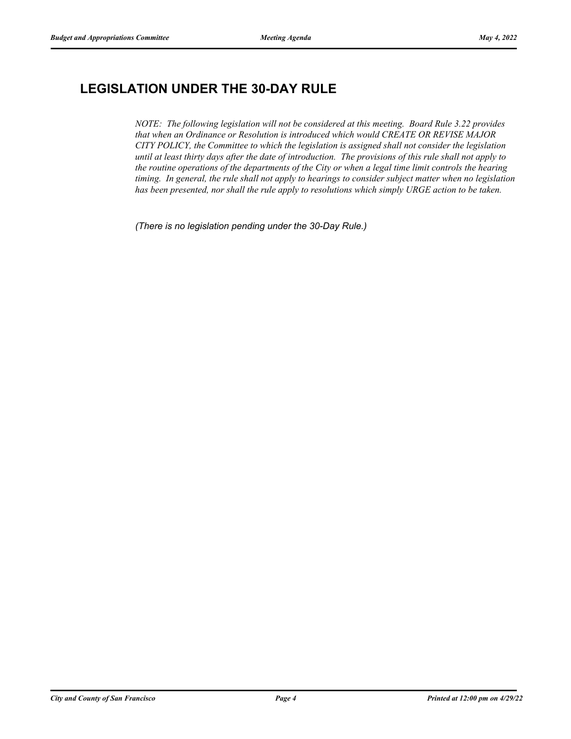## LEGISLATION UNDER THE 30-DAY RULE

*NOTE: The following legislation will not be considered at this meeting. Board Rule 3.22 provides that when an Ordinance or Resolution is introduced which would CREATE OR REVISE MAJOR CITY POLICY, the Committee to which the legislation is assigned shall not consider the legislation until at least thirty days after the date of introduction. The provisions of this rule shall not apply to the routine operations of the departments of the City or when a legal time limit controls the hearing timing. In general, the rule shall not apply to hearings to consider subject matter when no legislation has been presented, nor shall the rule apply to resolutions which simply URGE action to be taken.*

*(There is no legislation pending under the 30-Day Rule.)*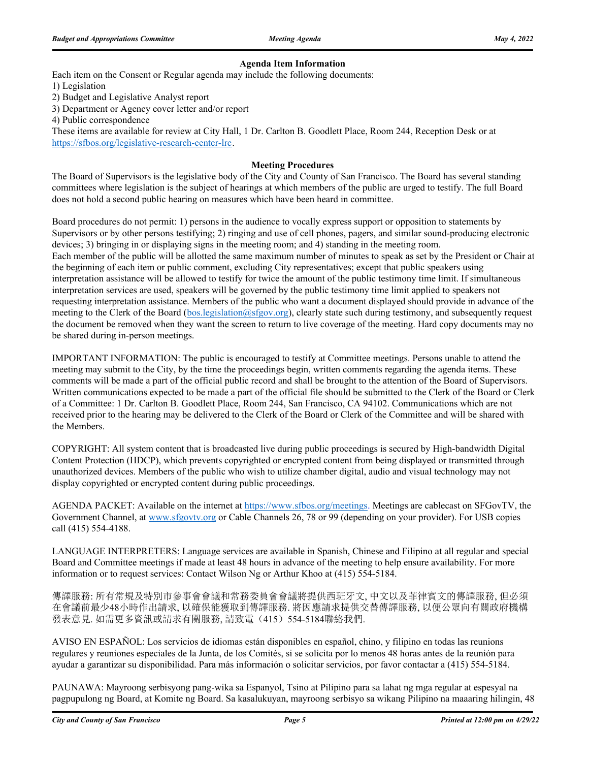### Agenda Item Information

Each item on the Consent or Regular agenda may include the following documents:

1) Legislation
2) Budget and Legislative Analyst report
3) Department or Agency cover letter and/or report
4) Public correspondence

These items are available for review at City Hall, 1 Dr. Carlton B. Goodlett Place, Room 244, Reception Desk or at https://sfbos.org/legislative-research-center-lrc.

### Meeting Procedures

The Board of Supervisors is the legislative body of the City and County of San Francisco. The Board has several standing committees where legislation is the subject of hearings at which members of the public are urged to testify. The full Board does not hold a second public hearing on measures which have been heard in committee.

Board procedures do not permit: 1) persons in the audience to vocally express support or opposition to statements by Supervisors or by other persons testifying; 2) ringing and use of cell phones, pagers, and similar sound-producing electronic devices; 3) bringing in or displaying signs in the meeting room; and 4) standing in the meeting room.
Each member of the public will be allotted the same maximum number of minutes to speak as set by the President or Chair at the beginning of each item or public comment, excluding City representatives; except that public speakers using interpretation assistance will be allowed to testify for twice the amount of the public testimony time limit. If simultaneous interpretation services are used, speakers will be governed by the public testimony time limit applied to speakers not requesting interpretation assistance. Members of the public who want a document displayed should provide in advance of the meeting to the Clerk of the Board (bos.legislation@sfgov.org), clearly state such during testimony, and subsequently request the document be removed when they want the screen to return to live coverage of the meeting. Hard copy documents may not be shared during in-person meetings.

IMPORTANT INFORMATION: The public is encouraged to testify at Committee meetings. Persons unable to attend the meeting may submit to the City, by the time the proceedings begin, written comments regarding the agenda items. These comments will be made a part of the official public record and shall be brought to the attention of the Board of Supervisors. Written communications expected to be made a part of the official file should be submitted to the Clerk of the Board or Clerk of a Committee: 1 Dr. Carlton B. Goodlett Place, Room 244, San Francisco, CA 94102. Communications which are not received prior to the hearing may be delivered to the Clerk of the Board or Clerk of the Committee and will be shared with the Members.

COPYRIGHT: All system content that is broadcasted live during public proceedings is secured by High-bandwidth Digital Content Protection (HDCP), which prevents copyrighted or encrypted content from being displayed or transmitted through unauthorized devices. Members of the public who wish to utilize chamber digital, audio and visual technology may not display copyrighted or encrypted content during public proceedings.

AGENDA PACKET: Available on the internet at https://www.sfbos.org/meetings. Meetings are cablecast on SFGovTV, the Government Channel, at www.sfgovtv.org or Cable Channels 26, 78 or 99 (depending on your provider). For USB copies call (415) 554-4188.

LANGUAGE INTERPRETERS: Language services are available in Spanish, Chinese and Filipino at all regular and special Board and Committee meetings if made at least 48 hours in advance of the meeting to help ensure availability. For more information or to request services: Contact Wilson Ng or Arthur Khoo at (415) 554-5184.

傳譯服務: 所有常規及特別市參事會會議和常務委員會會議將提供西班牙文, 中文以及菲律賓文的傳譯服務, 但必須在會議前最少48小時作出請求, 以確保能獲取到傳譯服務. 將因應請求提供交替傳譯服務, 以便公眾向有關政府機構發表意見. 如需更多資訊或請求有關服務, 請致電（415）554-5184聯絡我們.

AVISO EN ESPAÑOL: Los servicios de idiomas están disponibles en español, chino, y filipino en todas las reunions regulares y reuniones especiales de la Junta, de los Comités, si se solicita por lo menos 48 horas antes de la reunión para ayudar a garantizar su disponibilidad. Para más información o solicitar servicios, por favor contactar a (415) 554-5184.

PAUNAWA: Mayroong serbisyong pang-wika sa Espanyol, Tsino at Pilipino para sa lahat ng mga regular at espesyal na pagpupulong ng Board, at Komite ng Board. Sa kasalukuyan, mayroong serbisyo sa wikang Pilipino na maaaring hilingin, 48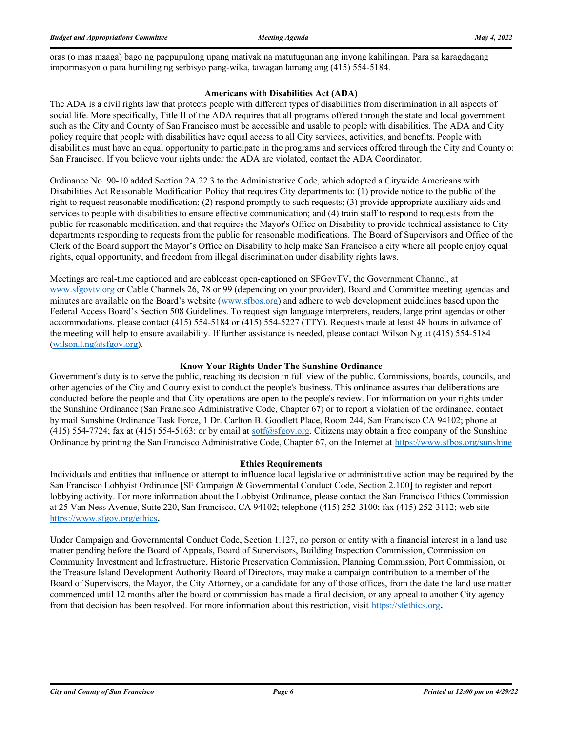oras (o mas maaga) bago ng pagpupulong upang matiyak na matutugunan ang inyong kahilingan. Para sa karagdagang impormasyon o para humiling ng serbisyo pang-wika, tawagan lamang ang (415) 554-5184.

### Americans with Disabilities Act (ADA)

The ADA is a civil rights law that protects people with different types of disabilities from discrimination in all aspects of social life. More specifically, Title II of the ADA requires that all programs offered through the state and local government such as the City and County of San Francisco must be accessible and usable to people with disabilities. The ADA and City policy require that people with disabilities have equal access to all City services, activities, and benefits. People with disabilities must have an equal opportunity to participate in the programs and services offered through the City and County of San Francisco. If you believe your rights under the ADA are violated, contact the ADA Coordinator.

Ordinance No. 90-10 added Section 2A.22.3 to the Administrative Code, which adopted a Citywide Americans with Disabilities Act Reasonable Modification Policy that requires City departments to: (1) provide notice to the public of the right to request reasonable modification; (2) respond promptly to such requests; (3) provide appropriate auxiliary aids and services to people with disabilities to ensure effective communication; and (4) train staff to respond to requests from the public for reasonable modification, and that requires the Mayor's Office on Disability to provide technical assistance to City departments responding to requests from the public for reasonable modifications. The Board of Supervisors and Office of the Clerk of the Board support the Mayor's Office on Disability to help make San Francisco a city where all people enjoy equal rights, equal opportunity, and freedom from illegal discrimination under disability rights laws.

Meetings are real-time captioned and are cablecast open-captioned on SFGovTV, the Government Channel, at www.sfgovtv.org or Cable Channels 26, 78 or 99 (depending on your provider). Board and Committee meeting agendas and minutes are available on the Board's website (www.sfbos.org) and adhere to web development guidelines based upon the Federal Access Board's Section 508 Guidelines. To request sign language interpreters, readers, large print agendas or other accommodations, please contact (415) 554-5184 or (415) 554-5227 (TTY). Requests made at least 48 hours in advance of the meeting will help to ensure availability. If further assistance is needed, please contact Wilson Ng at (415) 554-5184 (wilson.l.ng@sfgov.org).

### Know Your Rights Under The Sunshine Ordinance

Government's duty is to serve the public, reaching its decision in full view of the public. Commissions, boards, councils, and other agencies of the City and County exist to conduct the people's business. This ordinance assures that deliberations are conducted before the people and that City operations are open to the people's review. For information on your rights under the Sunshine Ordinance (San Francisco Administrative Code, Chapter 67) or to report a violation of the ordinance, contact by mail Sunshine Ordinance Task Force, 1 Dr. Carlton B. Goodlett Place, Room 244, San Francisco CA 94102; phone at (415) 554-7724; fax at (415) 554-5163; or by email at sotf@sfgov.org. Citizens may obtain a free company of the Sunshine Ordinance by printing the San Francisco Administrative Code, Chapter 67, on the Internet at https://www.sfbos.org/sunshine

### Ethics Requirements

Individuals and entities that influence or attempt to influence local legislative or administrative action may be required by the San Francisco Lobbyist Ordinance [SF Campaign & Governmental Conduct Code, Section 2.100] to register and report lobbying activity. For more information about the Lobbyist Ordinance, please contact the San Francisco Ethics Commission at 25 Van Ness Avenue, Suite 220, San Francisco, CA 94102; telephone (415) 252-3100; fax (415) 252-3112; web site https://www.sfgov.org/ethics**.**

Under Campaign and Governmental Conduct Code, Section 1.127, no person or entity with a financial interest in a land use matter pending before the Board of Appeals, Board of Supervisors, Building Inspection Commission, Commission on Community Investment and Infrastructure, Historic Preservation Commission, Planning Commission, Port Commission, or the Treasure Island Development Authority Board of Directors, may make a campaign contribution to a member of the Board of Supervisors, the Mayor, the City Attorney, or a candidate for any of those offices, from the date the land use matter commenced until 12 months after the board or commission has made a final decision, or any appeal to another City agency from that decision has been resolved. For more information about this restriction, visit https://sfethics.org**.**